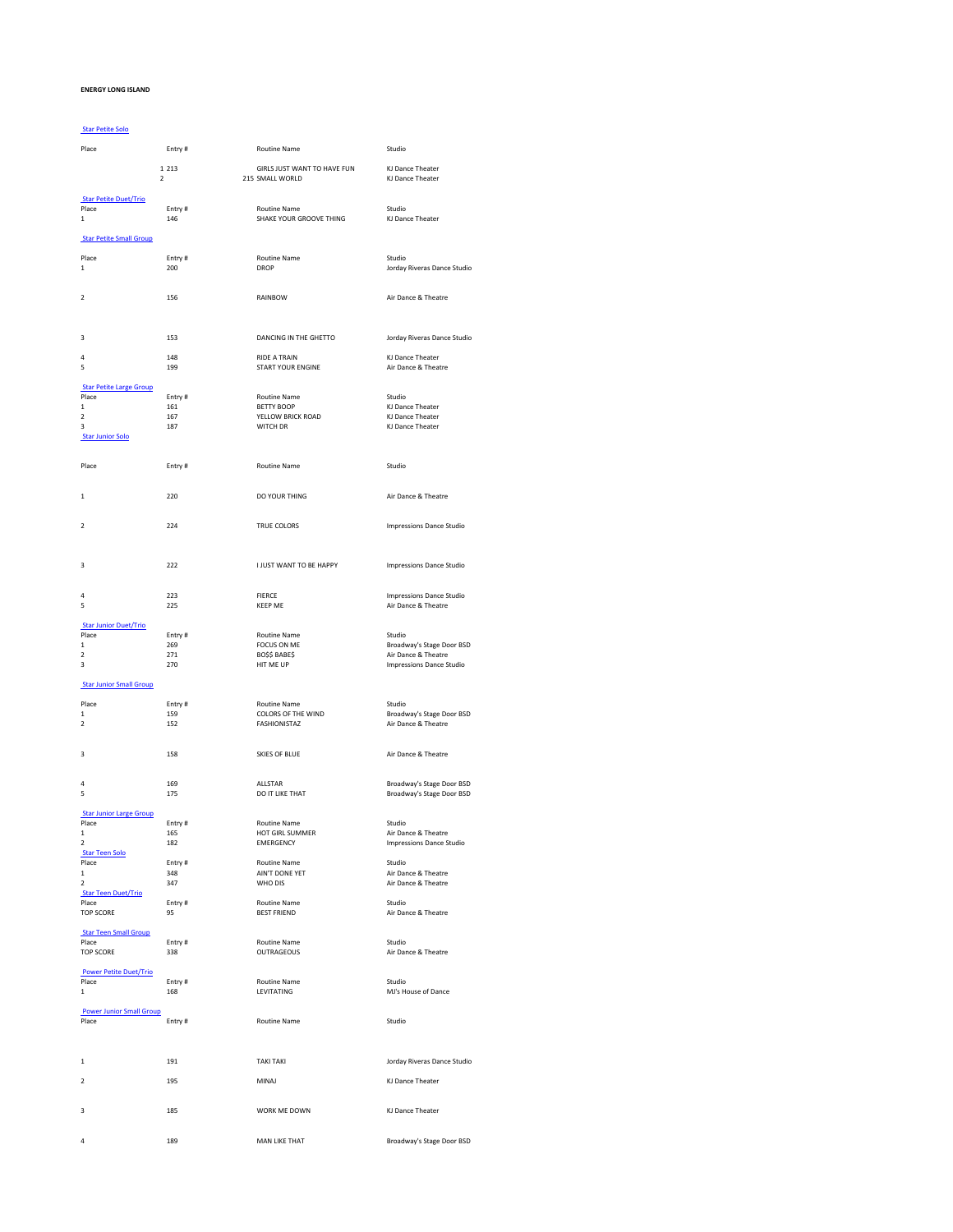**ENERGY LONG ISLAND**

### Star Petite Solo

| Place | Entry # | Routine Name | Studio |
|---|---|---|---|
| 1 | 213 | GIRLS JUST WANT TO HAVE FUN | KJ Dance Theater |
| 2 | 215 | SMALL WORLD | KJ Dance Theater |

### Star Petite Duet/Trio

| Place | Entry # | Routine Name | Studio |
|---|---|---|---|
| 1 | 146 | SHAKE YOUR GROOVE THING | KJ Dance Theater |

### Star Petite Small Group

| Place | Entry # | Routine Name | Studio |
|---|---|---|---|
| 1 | 200 | DROP | Jorday Riveras Dance Studio |
| 2 | 156 | RAINBOW | Air Dance & Theatre |
| 3 | 153 | DANCING IN THE GHETTO | Jorday Riveras Dance Studio |
| 4 | 148 | RIDE A TRAIN | KJ Dance Theater |
| 5 | 199 | START YOUR ENGINE | Air Dance & Theatre |

### Star Petite Large Group

| Place | Entry # | Routine Name | Studio |
|---|---|---|---|
| 1 | 161 | BETTY BOOP | KJ Dance Theater |
| 2 | 167 | YELLOW BRICK ROAD | KJ Dance Theater |
| 3 | 187 | WITCH DR | KJ Dance Theater |

### Star Junior Solo

| Place | Entry # | Routine Name | Studio |
|---|---|---|---|
| 1 | 220 | DO YOUR THING | Air Dance & Theatre |
| 2 | 224 | TRUE COLORS | Impressions Dance Studio |
| 3 | 222 | I JUST WANT TO BE HAPPY | Impressions Dance Studio |
| 4 | 223 | FIERCE | Impressions Dance Studio |
| 5 | 225 | KEEP ME | Air Dance & Theatre |

### Star Junior Duet/Trio

| Place | Entry # | Routine Name | Studio |
|---|---|---|---|
| 1 | 269 | FOCUS ON ME | Broadway's Stage Door BSD |
| 2 | 271 | BO$$ BABE$ | Air Dance & Theatre |
| 3 | 270 | HIT ME UP | Impressions Dance Studio |

### Star Junior Small Group

| Place | Entry # | Routine Name | Studio |
|---|---|---|---|
| 1 | 159 | COLORS OF THE WIND | Broadway's Stage Door BSD |
| 2 | 152 | FASHIONISTAZ | Air Dance & Theatre |
| 3 | 158 | SKIES OF BLUE | Air Dance & Theatre |
| 4 | 169 | ALLSTAR | Broadway's Stage Door BSD |
| 5 | 175 | DO IT LIKE THAT | Broadway's Stage Door BSD |

### Star Junior Large Group

| Place | Entry # | Routine Name | Studio |
|---|---|---|---|
| 1 | 165 | HOT GIRL SUMMER | Air Dance & Theatre |
| 2 | 182 | EMERGENCY | Impressions Dance Studio |

### Star Teen Solo

| Place | Entry # | Routine Name | Studio |
|---|---|---|---|
| 1 | 348 | AIN'T DONE YET | Air Dance & Theatre |
| 2 | 347 | WHO DIS | Air Dance & Theatre |

### Star Teen Duet/Trio

| Place | Entry # | Routine Name | Studio |
|---|---|---|---|
| TOP SCORE | 95 | BEST FRIEND | Air Dance & Theatre |

### Star Teen Small Group

| Place | Entry # | Routine Name | Studio |
|---|---|---|---|
| TOP SCORE | 338 | OUTRAGEOUS | Air Dance & Theatre |

### Power Petite Duet/Trio

| Place | Entry # | Routine Name | Studio |
|---|---|---|---|
| 1 | 168 | LEVITATING | MJ's House of Dance |

### Power Junior Small Group

| Place | Entry # | Routine Name | Studio |
|---|---|---|---|
| 1 | 191 | TAKI TAKI | Jorday Riveras Dance Studio |
| 2 | 195 | MINAJ | KJ Dance Theater |
| 3 | 185 | WORK ME DOWN | KJ Dance Theater |
| 4 | 189 | MAN LIKE THAT | Broadway's Stage Door BSD |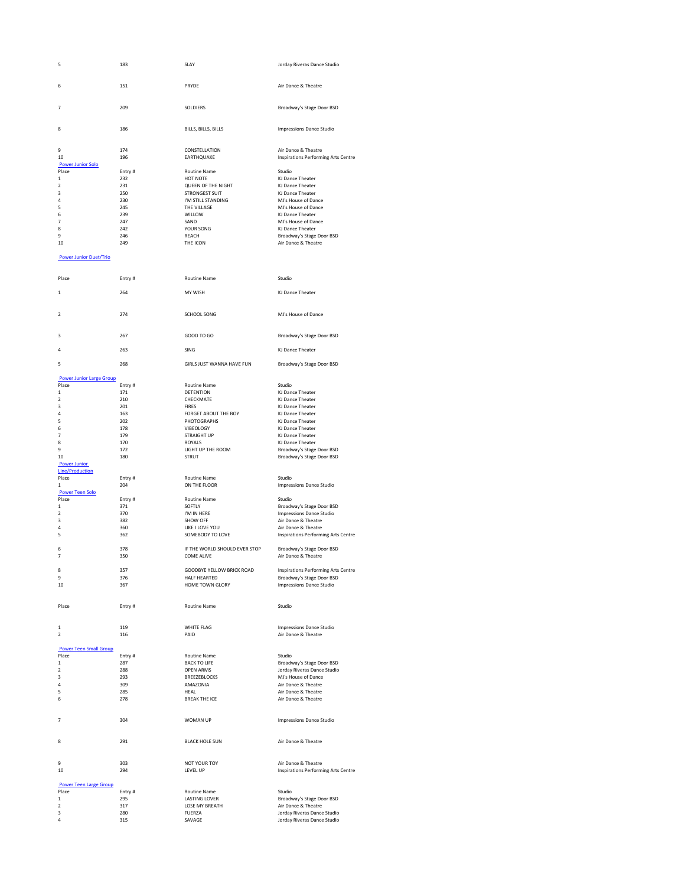| Place | Entry # | Routine Name | Studio |
|---|---|---|---|
| 5 | 183 | SLAY | Jorday Riveras Dance Studio |
| 6 | 151 | PRYDE | Air Dance & Theatre |
| 7 | 209 | SOLDIERS | Broadway's Stage Door BSD |
| 8 | 186 | BILLS, BILLS, BILLS | Impressions Dance Studio |
| 9 | 174 | CONSTELLATION | Air Dance & Theatre |
| 10 | 196 | EARTHQUAKE | Inspirations Performing Arts Centre |

Power Junior Solo

| Place | Entry # | Routine Name | Studio |
|---|---|---|---|
| 1 | 232 | HOT NOTE | KJ Dance Theater |
| 2 | 231 | QUEEN OF THE NIGHT | KJ Dance Theater |
| 3 | 250 | STRONGEST SUIT | KJ Dance Theater |
| 4 | 230 | I'M STILL STANDING | MJ's House of Dance |
| 5 | 245 | THE VILLAGE | MJ's House of Dance |
| 6 | 239 | WILLOW | KJ Dance Theater |
| 7 | 247 | SAND | MJ's House of Dance |
| 8 | 242 | YOUR SONG | KJ Dance Theater |
| 9 | 246 | REACH | Broadway's Stage Door BSD |
| 10 | 249 | THE ICON | Air Dance & Theatre |

Power Junior Duet/Trio

| Place | Entry # | Routine Name | Studio |
|---|---|---|---|
| 1 | 264 | MY WISH | KJ Dance Theater |
| 2 | 274 | SCHOOL SONG | MJ's House of Dance |
| 3 | 267 | GOOD TO GO | Broadway's Stage Door BSD |
| 4 | 263 | SING | KJ Dance Theater |
| 5 | 268 | GIRLS JUST WANNA HAVE FUN | Broadway's Stage Door BSD |

Power Junior Large Group

| Place | Entry # | Routine Name | Studio |
|---|---|---|---|
| 1 | 171 | DETENTION | KJ Dance Theater |
| 2 | 210 | CHECKMATE | KJ Dance Theater |
| 3 | 201 | FIRES | KJ Dance Theater |
| 4 | 163 | FORGET ABOUT THE BOY | KJ Dance Theater |
| 5 | 202 | PHOTOGRAPHS | KJ Dance Theater |
| 6 | 178 | VIBEOLOGY | KJ Dance Theater |
| 7 | 179 | STRAIGHT UP | KJ Dance Theater |
| 8 | 170 | ROYALS | KJ Dance Theater |
| 9 | 172 | LIGHT UP THE ROOM | Broadway's Stage Door BSD |
| 10 | 180 | STRUT | Broadway's Stage Door BSD |

Power Junior Line/Production

| Place | Entry # | Routine Name | Studio |
|---|---|---|---|
| 1 | 204 | ON THE FLOOR | Impressions Dance Studio |

Power Teen Solo

| Place | Entry # | Routine Name | Studio |
|---|---|---|---|
| 1 | 371 | SOFTLY | Broadway's Stage Door BSD |
| 2 | 370 | I'M IN HERE | Impressions Dance Studio |
| 3 | 382 | SHOW OFF | Air Dance & Theatre |
| 4 | 360 | LIKE I LOVE YOU | Air Dance & Theatre |
| 5 | 362 | SOMEBODY TO LOVE | Inspirations Performing Arts Centre |
| 6 | 378 | IF THE WORLD SHOULD EVER STOP | Broadway's Stage Door BSD |
| 7 | 350 | COME ALIVE | Air Dance & Theatre |
| 8 | 357 | GOODBYE YELLOW BRICK ROAD | Inspirations Performing Arts Centre |
| 9 | 376 | HALF HEARTED | Broadway's Stage Door BSD |
| 10 | 367 | HOME TOWN GLORY | Impressions Dance Studio |

| Place | Entry # | Routine Name | Studio |
|---|---|---|---|
| 1 | 119 | WHITE FLAG | Impressions Dance Studio |
| 2 | 116 | PAID | Air Dance & Theatre |

Power Teen Small Group

| Place | Entry # | Routine Name | Studio |
|---|---|---|---|
| 1 | 287 | BACK TO LIFE | Broadway's Stage Door BSD |
| 2 | 288 | OPEN ARMS | Jorday Riveras Dance Studio |
| 3 | 293 | BREEZEBLOCKS | MJ's House of Dance |
| 4 | 309 | AMAZONIA | Air Dance & Theatre |
| 5 | 285 | HEAL | Air Dance & Theatre |
| 6 | 278 | BREAK THE ICE | Air Dance & Theatre |
| 7 | 304 | WOMAN UP | Impressions Dance Studio |
| 8 | 291 | BLACK HOLE SUN | Air Dance & Theatre |
| 9 | 303 | NOT YOUR TOY | Air Dance & Theatre |
| 10 | 294 | LEVEL UP | Inspirations Performing Arts Centre |

Power Teen Large Group

| Place | Entry # | Routine Name | Studio |
|---|---|---|---|
| 1 | 295 | LASTING LOVER | Broadway's Stage Door BSD |
| 2 | 317 | LOSE MY BREATH | Air Dance & Theatre |
| 3 | 280 | FUERZA | Jorday Riveras Dance Studio |
| 4 | 315 | SAVAGE | Jorday Riveras Dance Studio |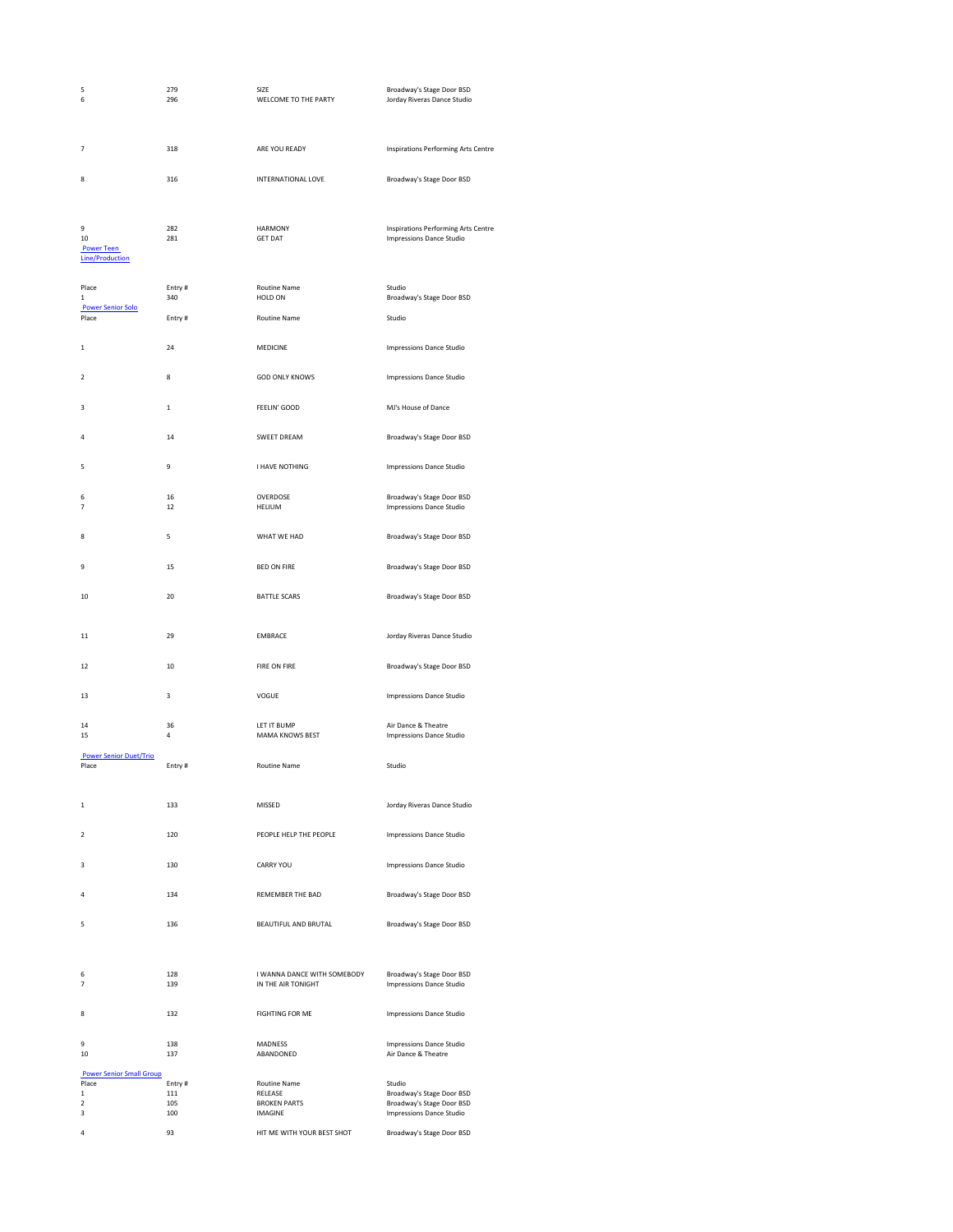| Place | Entry # | Routine Name | Studio |
|---|---|---|---|
| 5 | 279 | SIZE | Broadway's Stage Door BSD |
| 6 | 296 | WELCOME TO THE PARTY | Jorday Riveras Dance Studio |
| 7 | 318 | ARE YOU READY | Inspirations Performing Arts Centre |
| 8 | 316 | INTERNATIONAL LOVE | Broadway's Stage Door BSD |
| 9 | 282 | HARMONY | Inspirations Performing Arts Centre |
| 10 | 281 | GET DAT | Impressions Dance Studio |

## Power Teen Line/Production

| Place | Entry # | Routine Name | Studio |
|---|---|---|---|
| 1 | 340 | HOLD ON | Broadway's Stage Door BSD |

## Power Senior Solo

| Place | Entry # | Routine Name | Studio |
|---|---|---|---|
| 1 | 24 | MEDICINE | Impressions Dance Studio |
| 2 | 8 | GOD ONLY KNOWS | Impressions Dance Studio |
| 3 | 1 | FEELIN' GOOD | MJ's House of Dance |
| 4 | 14 | SWEET DREAM | Broadway's Stage Door BSD |
| 5 | 9 | I HAVE NOTHING | Impressions Dance Studio |
| 6 | 16 | OVERDOSE | Broadway's Stage Door BSD |
| 7 | 12 | HELIUM | Impressions Dance Studio |
| 8 | 5 | WHAT WE HAD | Broadway's Stage Door BSD |
| 9 | 15 | BED ON FIRE | Broadway's Stage Door BSD |
| 10 | 20 | BATTLE SCARS | Broadway's Stage Door BSD |
| 11 | 29 | EMBRACE | Jorday Riveras Dance Studio |
| 12 | 10 | FIRE ON FIRE | Broadway's Stage Door BSD |
| 13 | 3 | VOGUE | Impressions Dance Studio |
| 14 | 36 | LET IT BUMP | Air Dance & Theatre |
| 15 | 4 | MAMA KNOWS BEST | Impressions Dance Studio |

## Power Senior Duet/Trio

| Place | Entry # | Routine Name | Studio |
|---|---|---|---|
| 1 | 133 | MISSED | Jorday Riveras Dance Studio |
| 2 | 120 | PEOPLE HELP THE PEOPLE | Impressions Dance Studio |
| 3 | 130 | CARRY YOU | Impressions Dance Studio |
| 4 | 134 | REMEMBER THE BAD | Broadway's Stage Door BSD |
| 5 | 136 | BEAUTIFUL AND BRUTAL | Broadway's Stage Door BSD |
| 6 | 128 | I WANNA DANCE WITH SOMEBODY | Broadway's Stage Door BSD |
| 7 | 139 | IN THE AIR TONIGHT | Impressions Dance Studio |
| 8 | 132 | FIGHTING FOR ME | Impressions Dance Studio |
| 9 | 138 | MADNESS | Impressions Dance Studio |
| 10 | 137 | ABANDONED | Air Dance & Theatre |

## Power Senior Small Group

| Place | Entry # | Routine Name | Studio |
|---|---|---|---|
| 1 | 111 | RELEASE | Broadway's Stage Door BSD |
| 2 | 105 | BROKEN PARTS | Broadway's Stage Door BSD |
| 3 | 100 | IMAGINE | Impressions Dance Studio |
| 4 | 93 | HIT ME WITH YOUR BEST SHOT | Broadway's Stage Door BSD |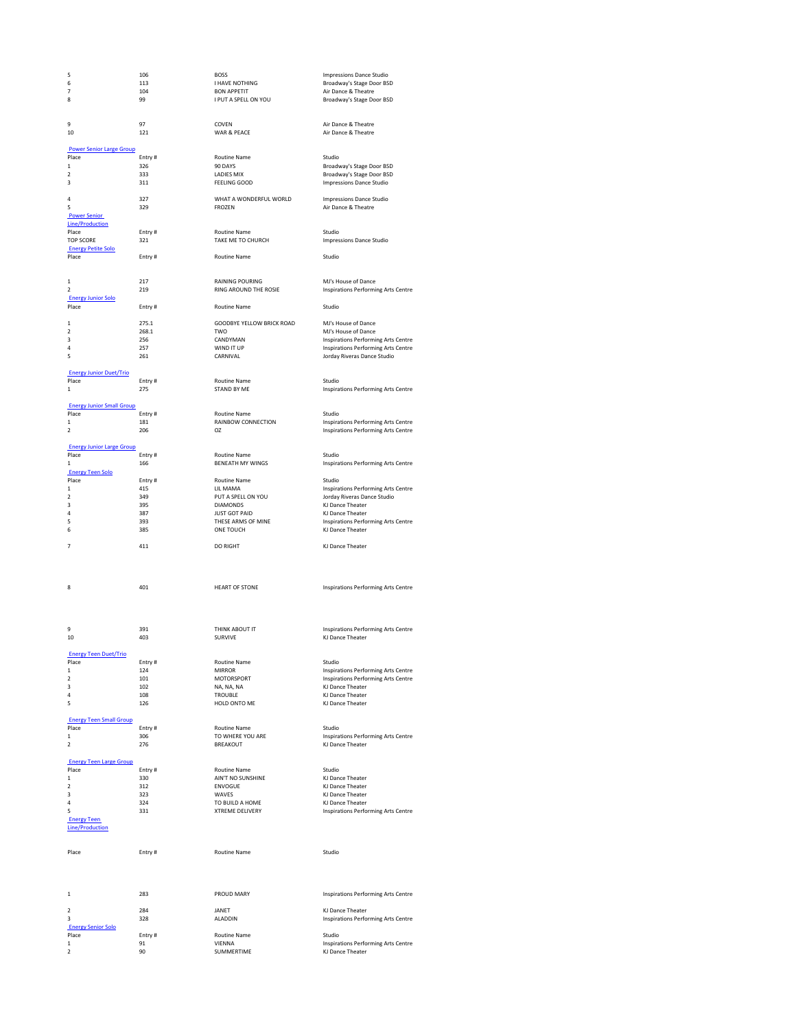| Place | Entry # | Routine Name | Studio |
|---|---|---|---|
| 5 | 106 | BOSS | Impressions Dance Studio |
| 6 | 113 | I HAVE NOTHING | Broadway's Stage Door BSD |
| 7 | 104 | BON APPETIT | Air Dance & Theatre |
| 8 | 99 | I PUT A SPELL ON YOU | Broadway's Stage Door BSD |
| 9 | 97 | COVEN | Air Dance & Theatre |
| 10 | 121 | WAR & PEACE | Air Dance & Theatre |

## Power Senior Large Group

| Place | Entry # | Routine Name | Studio |
|---|---|---|---|
| 1 | 326 | 90 DAYS | Broadway's Stage Door BSD |
| 2 | 333 | LADIES MIX | Broadway's Stage Door BSD |
| 3 | 311 | FEELING GOOD | Impressions Dance Studio |
| 4 | 327 | WHAT A WONDERFUL WORLD | Impressions Dance Studio |
| 5 | 329 | FROZEN | Air Dance & Theatre |

## Power Senior Line/Production

| Place | Entry # | Routine Name | Studio |
|---|---|---|---|
| TOP SCORE | 321 | TAKE ME TO CHURCH | Impressions Dance Studio |

## Energy Petite Solo

| Place | Entry # | Routine Name | Studio |
|---|---|---|---|
| 1 | 217 | RAINING POURING | MJ's House of Dance |
| 2 | 219 | RING AROUND THE ROSIE | Inspirations Performing Arts Centre |

## Energy Junior Solo

| Place | Entry # | Routine Name | Studio |
|---|---|---|---|
| 1 | 275.1 | GOODBYE YELLOW BRICK ROAD | MJ's House of Dance |
| 2 | 268.1 | TWO | MJ's House of Dance |
| 3 | 256 | CANDYMAN | Inspirations Performing Arts Centre |
| 4 | 257 | WIND IT UP | Inspirations Performing Arts Centre |
| 5 | 261 | CARNIVAL | Jorday Riveras Dance Studio |

## Energy Junior Duet/Trio

| Place | Entry # | Routine Name | Studio |
|---|---|---|---|
| 1 | 275 | STAND BY ME | Inspirations Performing Arts Centre |

## Energy Junior Small Group

| Place | Entry # | Routine Name | Studio |
|---|---|---|---|
| 1 | 181 | RAINBOW CONNECTION | Inspirations Performing Arts Centre |
| 2 | 206 | OZ | Inspirations Performing Arts Centre |

## Energy Junior Large Group

| Place | Entry # | Routine Name | Studio |
|---|---|---|---|
| 1 | 166 | BENEATH MY WINGS | Inspirations Performing Arts Centre |

## Energy Teen Solo

| Place | Entry # | Routine Name | Studio |
|---|---|---|---|
| 1 | 415 | LIL MAMA | Inspirations Performing Arts Centre |
| 2 | 349 | PUT A SPELL ON YOU | Jorday Riveras Dance Studio |
| 3 | 395 | DIAMONDS | KJ Dance Theater |
| 4 | 387 | JUST GOT PAID | KJ Dance Theater |
| 5 | 393 | THESE ARMS OF MINE | Inspirations Performing Arts Centre |
| 6 | 385 | ONE TOUCH | KJ Dance Theater |
| 7 | 411 | DO RIGHT | KJ Dance Theater |
| 8 | 401 | HEART OF STONE | Inspirations Performing Arts Centre |
| 9 | 391 | THINK ABOUT IT | Inspirations Performing Arts Centre |
| 10 | 403 | SURVIVE | KJ Dance Theater |

## Energy Teen Duet/Trio

| Place | Entry # | Routine Name | Studio |
|---|---|---|---|
| 1 | 124 | MIRROR | Inspirations Performing Arts Centre |
| 2 | 101 | MOTORSPORT | Inspirations Performing Arts Centre |
| 3 | 102 | NA, NA, NA | KJ Dance Theater |
| 4 | 108 | TROUBLE | KJ Dance Theater |
| 5 | 126 | HOLD ONTO ME | KJ Dance Theater |

## Energy Teen Small Group

| Place | Entry # | Routine Name | Studio |
|---|---|---|---|
| 1 | 306 | TO WHERE YOU ARE | Inspirations Performing Arts Centre |
| 2 | 276 | BREAKOUT | KJ Dance Theater |

## Energy Teen Large Group

| Place | Entry # | Routine Name | Studio |
|---|---|---|---|
| 1 | 330 | AIN'T NO SUNSHINE | KJ Dance Theater |
| 2 | 312 | ENVOGUE | KJ Dance Theater |
| 3 | 323 | WAVES | KJ Dance Theater |
| 4 | 324 | TO BUILD A HOME | KJ Dance Theater |
| 5 | 331 | XTREME DELIVERY | Inspirations Performing Arts Centre |

## Energy Teen Line/Production

| Place | Entry # | Routine Name | Studio |
|---|---|---|---|
| 1 | 283 | PROUD MARY | Inspirations Performing Arts Centre |
| 2 | 284 | JANET | KJ Dance Theater |
| 3 | 328 | ALADDIN | Inspirations Performing Arts Centre |

## Energy Senior Solo

| Place | Entry # | Routine Name | Studio |
|---|---|---|---|
| 1 | 91 | VIENNA | Inspirations Performing Arts Centre |
| 2 | 90 | SUMMERTIME | KJ Dance Theater |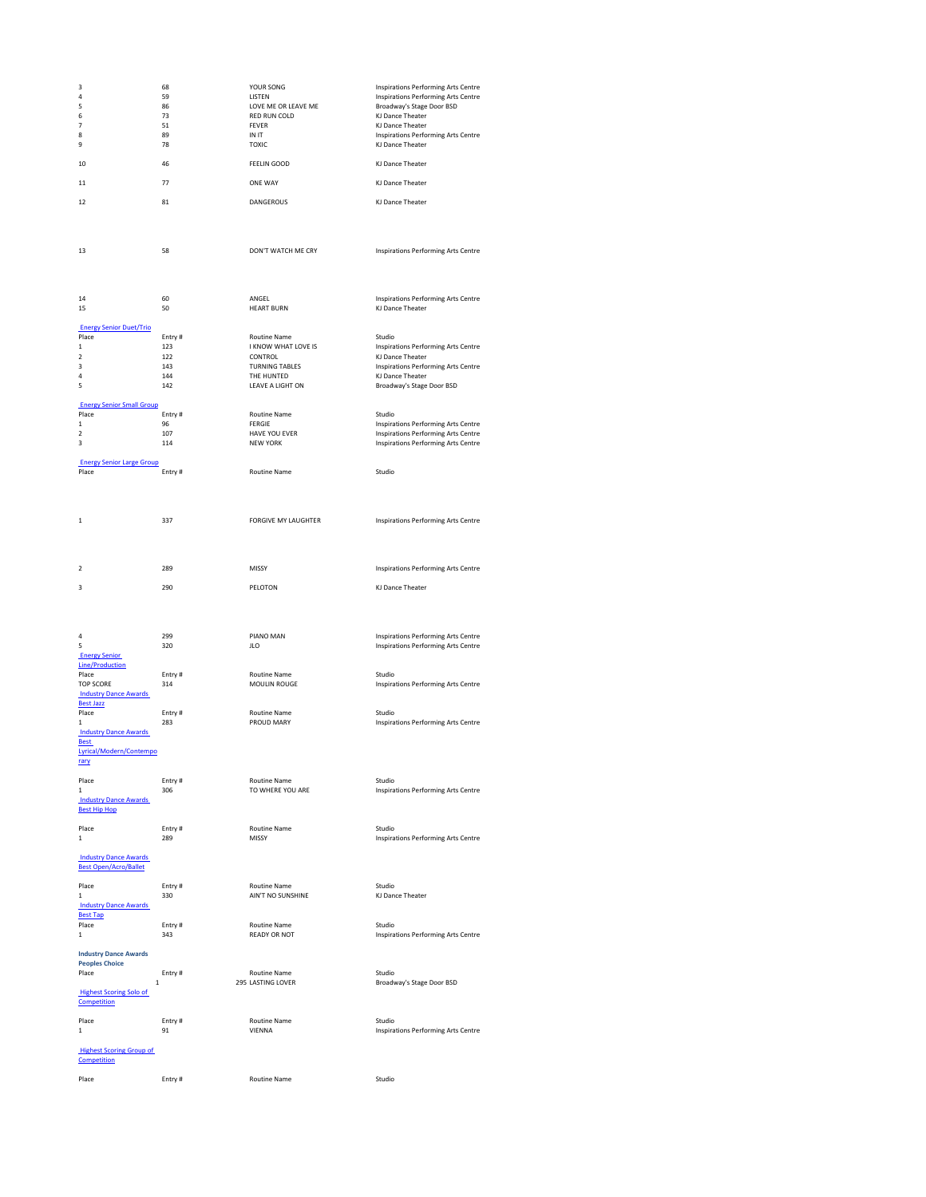| | | | |
|---|---|---|---|
| 3 | 68 | YOUR SONG | Inspirations Performing Arts Centre |
| 4 | 59 | LISTEN | Inspirations Performing Arts Centre |
| 5 | 86 | LOVE ME OR LEAVE ME | Broadway's Stage Door BSD |
| 6 | 73 | RED RUN COLD | KJ Dance Theater |
| 7 | 51 | FEVER | KJ Dance Theater |
| 8 | 89 | IN IT | Inspirations Performing Arts Centre |
| 9 | 78 | TOXIC | KJ Dance Theater |
| 10 | 46 | FEELIN GOOD | KJ Dance Theater |
| 11 | 77 | ONE WAY | KJ Dance Theater |
| 12 | 81 | DANGEROUS | KJ Dance Theater |
| 13 | 58 | DON'T WATCH ME CRY | Inspirations Performing Arts Centre |
| 14 | 60 | ANGEL | Inspirations Performing Arts Centre |
| 15 | 50 | HEART BURN | KJ Dance Theater |

**Energy Senior Duet/Trio**

| Place | Entry # | Routine Name | Studio |
|---|---|---|---|
| 1 | 123 | I KNOW WHAT LOVE IS | Inspirations Performing Arts Centre |
| 2 | 122 | CONTROL | KJ Dance Theater |
| 3 | 143 | TURNING TABLES | Inspirations Performing Arts Centre |
| 4 | 144 | THE HUNTED | KJ Dance Theater |
| 5 | 142 | LEAVE A LIGHT ON | Broadway's Stage Door BSD |

**Energy Senior Small Group**

| Place | Entry # | Routine Name | Studio |
|---|---|---|---|
| 1 | 96 | FERGIE | Inspirations Performing Arts Centre |
| 2 | 107 | HAVE YOU EVER | Inspirations Performing Arts Centre |
| 3 | 114 | NEW YORK | Inspirations Performing Arts Centre |

**Energy Senior Large Group**

| Place | Entry # | Routine Name | Studio |
|---|---|---|---|
| 1 | 337 | FORGIVE MY LAUGHTER | Inspirations Performing Arts Centre |
| 2 | 289 | MISSY | Inspirations Performing Arts Centre |
| 3 | 290 | PELOTON | KJ Dance Theater |
| 4 | 299 | PIANO MAN | Inspirations Performing Arts Centre |
| 5 | 320 | JLO | Inspirations Performing Arts Centre |

**Energy Senior Line/Production**

| Place | Entry # | Routine Name | Studio |
|---|---|---|---|
| TOP SCORE | 314 | MOULIN ROUGE | Inspirations Performing Arts Centre |

**Industry Dance Awards Best Jazz**

| Place | Entry # | Routine Name | Studio |
|---|---|---|---|
| 1 | 283 | PROUD MARY | Inspirations Performing Arts Centre |

**Industry Dance Awards Best Lyrical/Modern/Contemporary**

| Place | Entry # | Routine Name | Studio |
|---|---|---|---|
| 1 | 306 | TO WHERE YOU ARE | Inspirations Performing Arts Centre |

**Industry Dance Awards Best Hip Hop**

| Place | Entry # | Routine Name | Studio |
|---|---|---|---|
| 1 | 289 | MISSY | Inspirations Performing Arts Centre |

**Industry Dance Awards Best Open/Acro/Ballet**

| Place | Entry # | Routine Name | Studio |
|---|---|---|---|
| 1 | 330 | AIN'T NO SUNSHINE | KJ Dance Theater |

**Industry Dance Awards Best Tap**

| Place | Entry # | Routine Name | Studio |
|---|---|---|---|
| 1 | 343 | READY OR NOT | Inspirations Performing Arts Centre |

**Industry Dance Awards Peoples Choice**

| Place | Entry # | Routine Name | Studio |
|---|---|---|---|
| 1 | 295 | LASTING LOVER | Broadway's Stage Door BSD |

**Highest Scoring Solo of Competition**

| Place | Entry # | Routine Name | Studio |
|---|---|---|---|
| 1 | 91 | VIENNA | Inspirations Performing Arts Centre |

**Highest Scoring Group of Competition**

| Place | Entry # | Routine Name | Studio |
|---|---|---|---|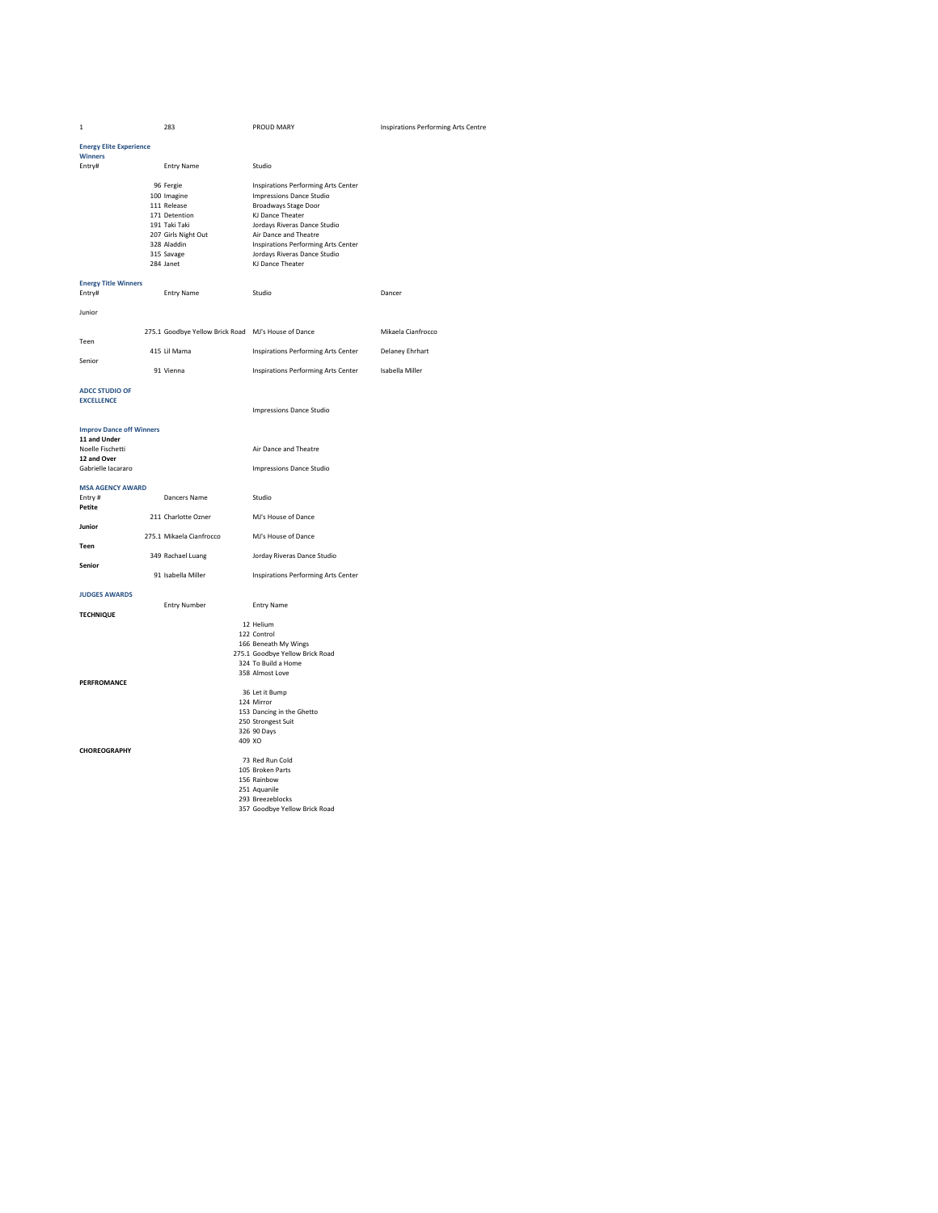| | | | |
|---|---|---|---|
| 1 | 283 | PROUD MARY | Inspirations Performing Arts Centre |

**Energy Elite Experience Winners**

| Entry# | Entry Name | Studio |
|---|---|---|
| 96 | Fergie | Inspirations Performing Arts Center |
| 100 | Imagine | Impressions Dance Studio |
| 111 | Release | Broadways Stage Door |
| 171 | Detention | KJ Dance Theater |
| 191 | Taki Taki | Jordays Riveras Dance Studio |
| 207 | Girls Night Out | Air Dance and Theatre |
| 328 | Aladdin | Inspirations Performing Arts Center |
| 315 | Savage | Jordays Riveras Dance Studio |
| 284 | Janet | KJ Dance Theater |

**Energy Title Winners**

| Entry# | Entry Name | Studio | Dancer |
|---|---|---|---|
| Junior | | | |
| 275.1 | Goodbye Yellow Brick Road | MJ's House of Dance | Mikaela Cianfrocco |
| Teen | | | |
| 415 | Lil Mama | Inspirations Performing Arts Center | Delaney Ehrhart |
| Senior | | | |
| 91 | Vienna | Inspirations Performing Arts Center | Isabella Miller |

**ADCC STUDIO OF EXCELLENCE**

Impressions Dance Studio

**Improv Dance off Winners**

| | |
|---|---|
| **11 and Under** | |
| Noelle Fischetti | Air Dance and Theatre |
| **12 and Over** | |
| Gabrielle Iacararo | Impressions Dance Studio |

**MSA AGENCY AWARD**

| Entry # | Dancers Name | Studio |
|---|---|---|
| **Petite** | | |
| 211 | Charlotte Ozner | MJ's House of Dance |
| **Junior** | | |
| 275.1 | Mikaela Cianfrocco | MJ's House of Dance |
| **Teen** | | |
| 349 | Rachael Luang | Jorday Riveras Dance Studio |
| **Senior** | | |
| 91 | Isabella Miller | Inspirations Performing Arts Center |

**JUDGES AWARDS**

| | Entry Number | Entry Name |
|---|---|---|
| **TECHNIQUE** | | |
| | 12 | Helium |
| | 122 | Control |
| | 166 | Beneath My Wings |
| | 275.1 | Goodbye Yellow Brick Road |
| | 324 | To Build a Home |
| | 358 | Almost Love |
| **PERFROMANCE** | | |
| | 36 | Let it Bump |
| | 124 | Mirror |
| | 153 | Dancing in the Ghetto |
| | 250 | Strongest Suit |
| | 326 | 90 Days |
| | 409 | XO |
| **CHOREOGRAPHY** | | |
| | 73 | Red Run Cold |
| | 105 | Broken Parts |
| | 156 | Rainbow |
| | 251 | Aquanile |
| | 293 | Breezeblocks |
| | 357 | Goodbye Yellow Brick Road |